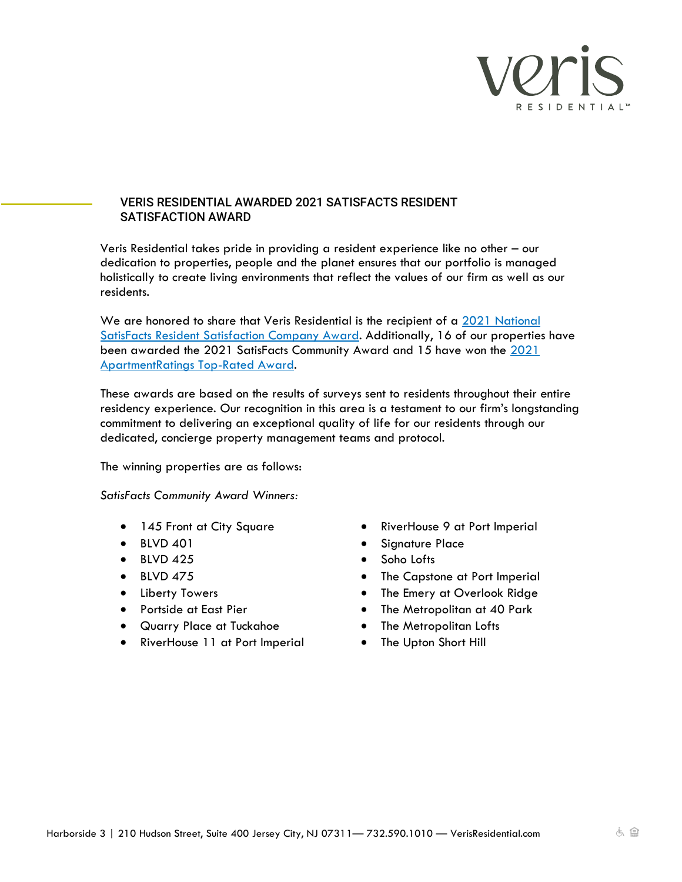# VERIS RESIDENTIAL AWARDED 2021 SATISFACTS RESIDENT SATISFACTION AWARD

Veris Residential takes pride in providing a resident experience like no other – our dedication to properties, people and the planet ensures that our portfolio is managed holistically to create living environments that reflect the values of our firm as well as our residents.

We are honored to share that Veris Residential is the recipient of a 2021 National SatisFacts Resident Satisfaction Company Award. Additionally, 16 of our properties have been awarded the 2021 SatisFacts Community Award and 15 have won the 2021 ApartmentRatings Top-Rated Award.

These awards are based on the results of surveys sent to residents throughout their entire residency experience. Our recognition in this area is a testament to our firm's longstanding commitment to delivering an exceptional quality of life for our residents through our dedicated, concierge property management teams and protocol.

The winning properties are as follows:

*SatisFacts Community Award Winners:*

- 145 Front at City Square
- BLVD 401
- BLVD 425
- BLVD 475
- Liberty Towers
- Portside at East Pier
- Quarry Place at Tuckahoe
- RiverHouse 11 at Port Imperial
- RiverHouse 9 at Port Imperial
- Signature Place
- Soho Lofts
- The Capstone at Port Imperial
- The Emery at Overlook Ridge
- The Metropolitan at 40 Park
- The Metropolitan Lofts
- The Upton Short Hill

Harborside 3 | 210 Hudson Street, Suite 400 Jersey City, NJ 07311— 732.590.1010 — VerisResidential.com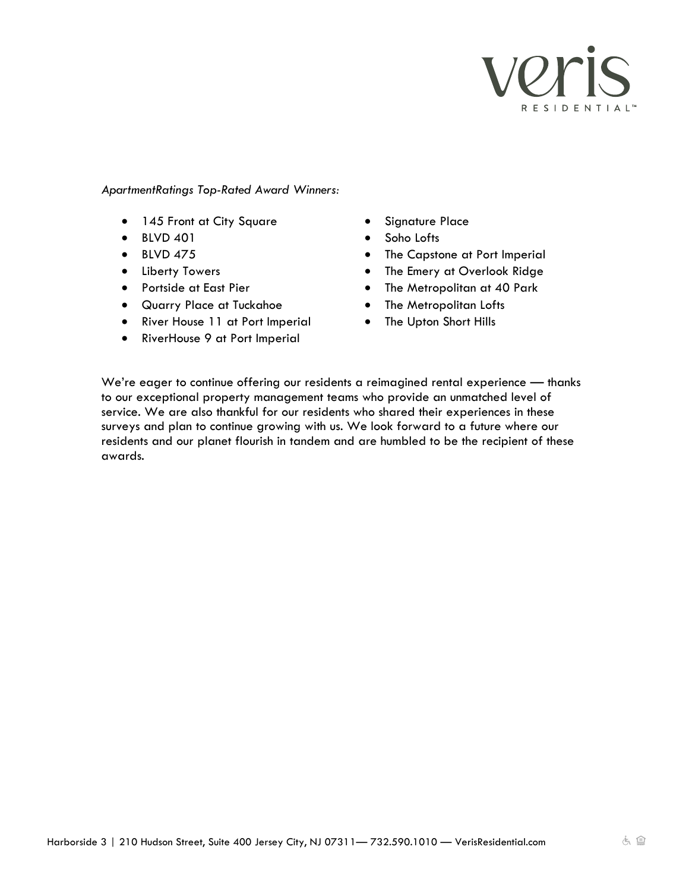*ApartmentRatings Top-Rated Award Winners:*

- 145 Front at City Square
- BLVD 401
- BLVD 475
- Liberty Towers
- Portside at East Pier
- Quarry Place at Tuckahoe
- River House 11 at Port Imperial
- RiverHouse 9 at Port Imperial
- Signature Place
- Soho Lofts
- The Capstone at Port Imperial
- The Emery at Overlook Ridge
- The Metropolitan at 40 Park
- The Metropolitan Lofts
- The Upton Short Hills

We're eager to continue offering our residents a reimagined rental experience — thanks to our exceptional property management teams who provide an unmatched level of service. We are also thankful for our residents who shared their experiences in these surveys and plan to continue growing with us. We look forward to a future where our residents and our planet flourish in tandem and are humbled to be the recipient of these awards.